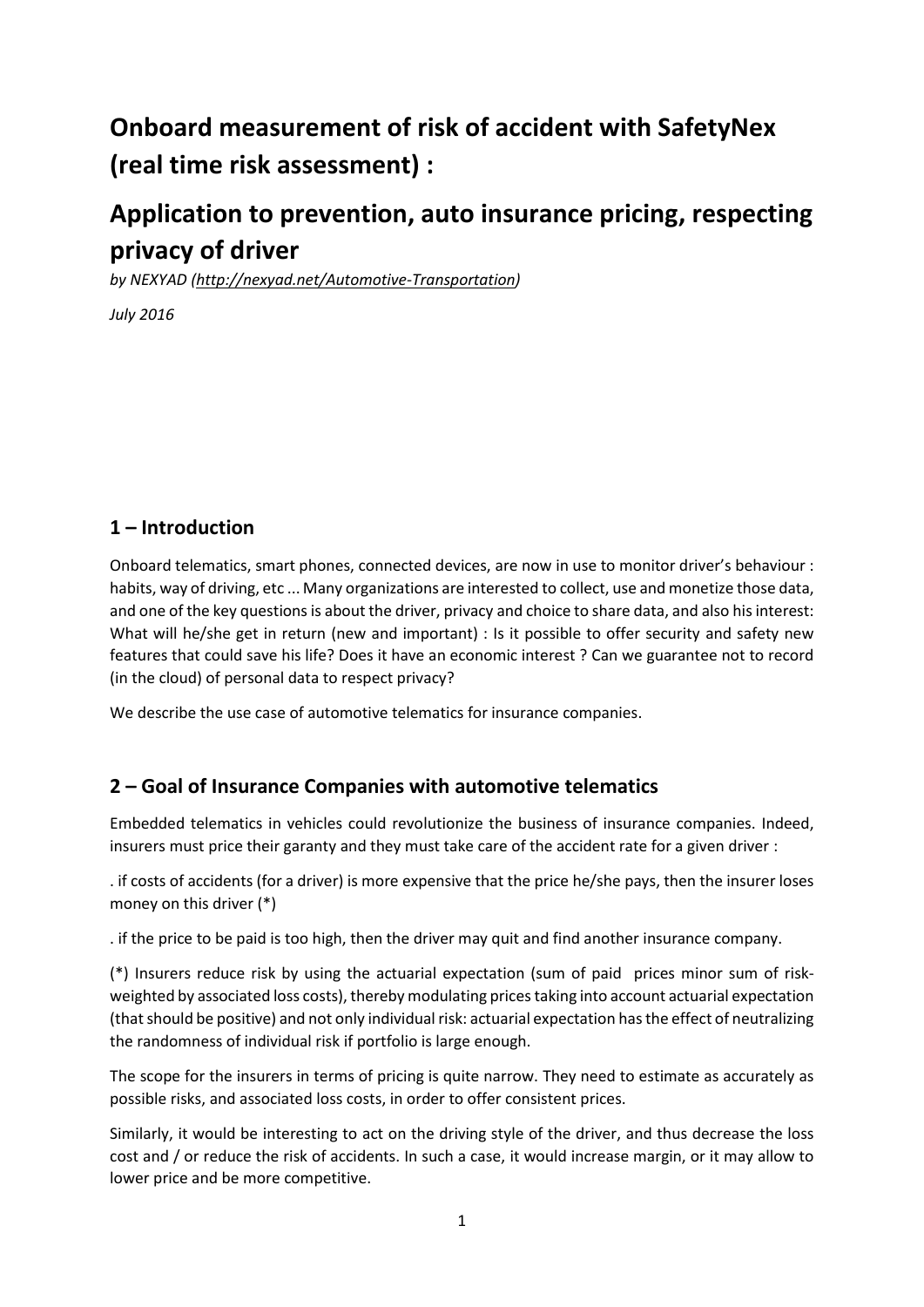# Onboard measurement of risk of accident with SafetyNex (real time risk assessment) :

# Application to prevention, auto insurance pricing, respecting privacy of driver

*by NEXYAD (http://nexyad.net/Automotive-Transportation)*

*July 2016*

## 1 – Introduction

Onboard telematics, smart phones, connected devices, are now in use to monitor driver's behaviour : habits, way of driving, etc ... Many organizations are interested to collect, use and monetize those data, and one of the key questions is about the driver, privacy and choice to share data, and also his interest: What will he/she get in return (new and important) : Is it possible to offer security and safety new features that could save his life? Does it have an economic interest ? Can we guarantee not to record (in the cloud) of personal data to respect privacy?

We describe the use case of automotive telematics for insurance companies.

## 2 – Goal of Insurance Companies with automotive telematics

Embedded telematics in vehicles could revolutionize the business of insurance companies. Indeed, insurers must price their garanty and they must take care of the accident rate for a given driver :

. if costs of accidents (for a driver) is more expensive that the price he/she pays, then the insurer loses money on this driver (*)

. if the price to be paid is too high, then the driver may quit and find another insurance company.

(*) Insurers reduce risk by using the actuarial expectation (sum of paid prices minor sum of risk-weighted by associated loss costs), thereby modulating prices taking into account actuarial expectation (that should be positive) and not only individual risk: actuarial expectation has the effect of neutralizing the randomness of individual risk if portfolio is large enough.

The scope for the insurers in terms of pricing is quite narrow. They need to estimate as accurately as possible risks, and associated loss costs, in order to offer consistent prices.

Similarly, it would be interesting to act on the driving style of the driver, and thus decrease the loss cost and / or reduce the risk of accidents. In such a case, it would increase margin, or it may allow to lower price and be more competitive.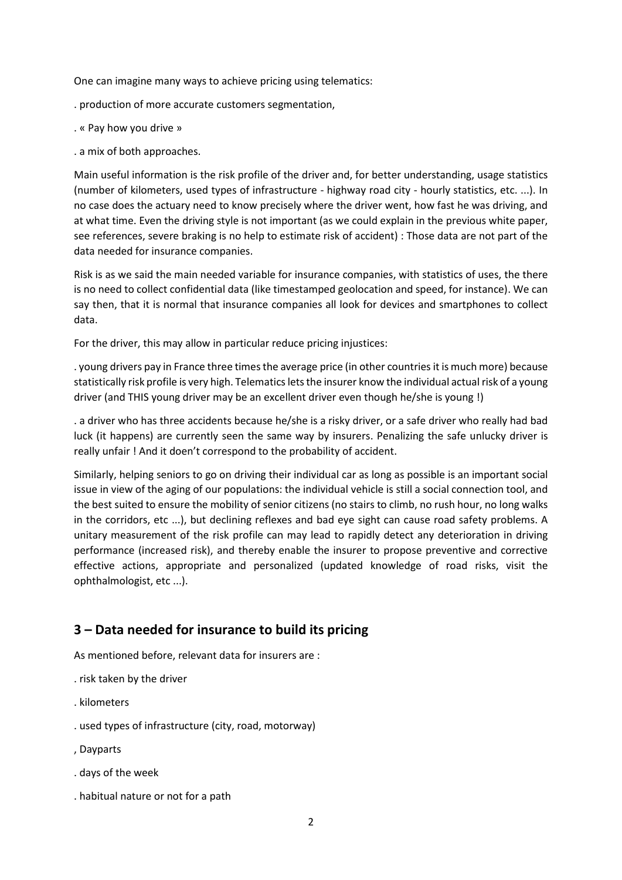One can imagine many ways to achieve pricing using telematics:

. production of more accurate customers segmentation,

. « Pay how you drive »

. a mix of both approaches.

Main useful information is the risk profile of the driver and, for better understanding, usage statistics (number of kilometers, used types of infrastructure - highway road city - hourly statistics, etc. ...). In no case does the actuary need to know precisely where the driver went, how fast he was driving, and at what time. Even the driving style is not important (as we could explain in the previous white paper, see references, severe braking is no help to estimate risk of accident) : Those data are not part of the data needed for insurance companies.

Risk is as we said the main needed variable for insurance companies, with statistics of uses, the there is no need to collect confidential data (like timestamped geolocation and speed, for instance). We can say then, that it is normal that insurance companies all look for devices and smartphones to collect data.

For the driver, this may allow in particular reduce pricing injustices:

. young drivers pay in France three times the average price (in other countries it is much more) because statistically risk profile is very high. Telematics lets the insurer know the individual actual risk of a young driver (and THIS young driver may be an excellent driver even though he/she is young !)

. a driver who has three accidents because he/she is a risky driver, or a safe driver who really had bad luck (it happens) are currently seen the same way by insurers. Penalizing the safe unlucky driver is really unfair ! And it doesn't correspond to the probability of accident.

Similarly, helping seniors to go on driving their individual car as long as possible is an important social issue in view of the aging of our populations: the individual vehicle is still a social connection tool, and the best suited to ensure the mobility of senior citizens (no stairs to climb, no rush hour, no long walks in the corridors, etc ...), but declining reflexes and bad eye sight can cause road safety problems. A unitary measurement of the risk profile can may lead to rapidly detect any deterioration in driving performance (increased risk), and thereby enable the insurer to propose preventive and corrective effective actions, appropriate and personalized (updated knowledge of road risks, visit the ophthalmologist, etc ...).

## 3 – Data needed for insurance to build its pricing

As mentioned before, relevant data for insurers are :

. risk taken by the driver

. kilometers

. used types of infrastructure (city, road, motorway)

, Dayparts

. days of the week

. habitual nature or not for a path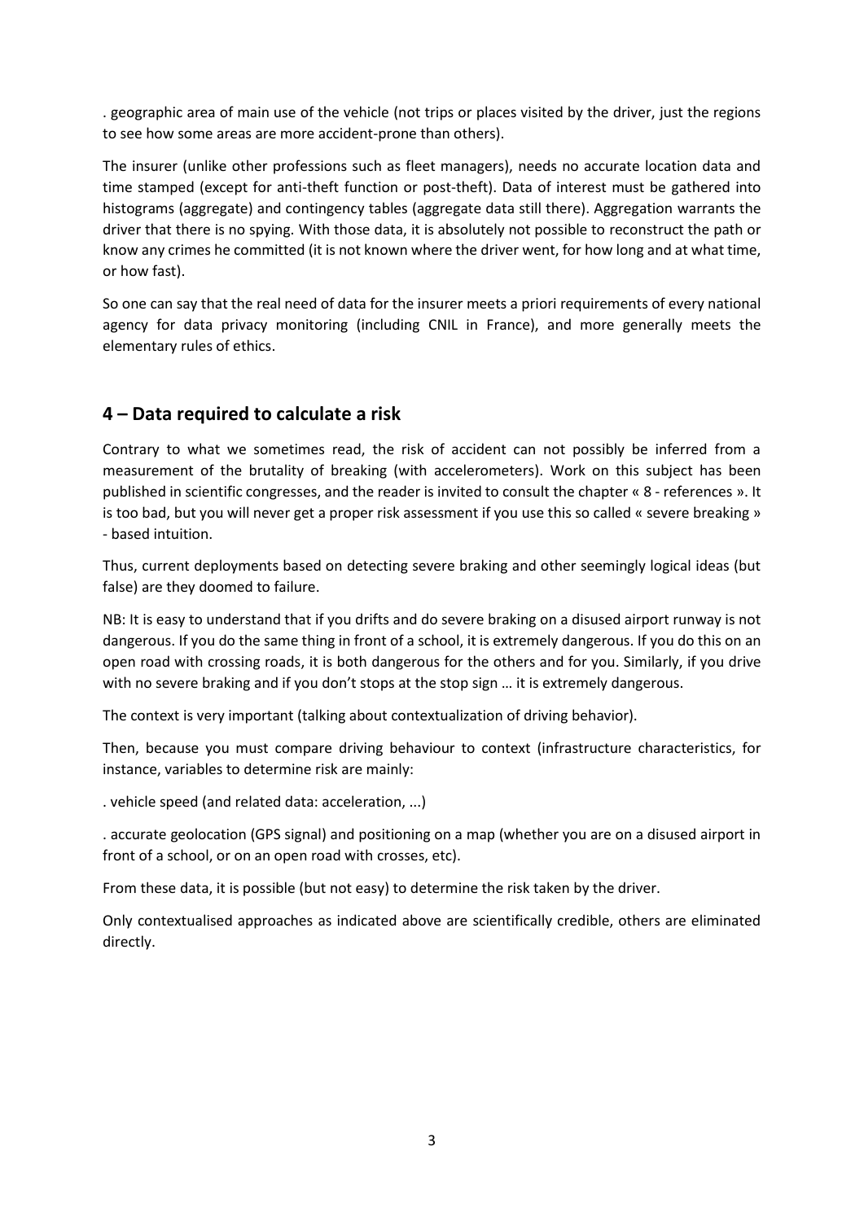. geographic area of main use of the vehicle (not trips or places visited by the driver, just the regions to see how some areas are more accident-prone than others).

The insurer (unlike other professions such as fleet managers), needs no accurate location data and time stamped (except for anti-theft function or post-theft). Data of interest must be gathered into histograms (aggregate) and contingency tables (aggregate data still there). Aggregation warrants the driver that there is no spying. With those data, it is absolutely not possible to reconstruct the path or know any crimes he committed (it is not known where the driver went, for how long and at what time, or how fast).

So one can say that the real need of data for the insurer meets a priori requirements of every national agency for data privacy monitoring (including CNIL in France), and more generally meets the elementary rules of ethics.

## 4 – Data required to calculate a risk

Contrary to what we sometimes read, the risk of accident can not possibly be inferred from a measurement of the brutality of breaking (with accelerometers). Work on this subject has been published in scientific congresses, and the reader is invited to consult the chapter « 8 - references ». It is too bad, but you will never get a proper risk assessment if you use this so called « severe breaking » - based intuition.

Thus, current deployments based on detecting severe braking and other seemingly logical ideas (but false) are they doomed to failure.

NB: It is easy to understand that if you drifts and do severe braking on a disused airport runway is not dangerous. If you do the same thing in front of a school, it is extremely dangerous. If you do this on an open road with crossing roads, it is both dangerous for the others and for you. Similarly, if you drive with no severe braking and if you don't stops at the stop sign … it is extremely dangerous.

The context is very important (talking about contextualization of driving behavior).

Then, because you must compare driving behaviour to context (infrastructure characteristics, for instance, variables to determine risk are mainly:

. vehicle speed (and related data: acceleration, ...)

. accurate geolocation (GPS signal) and positioning on a map (whether you are on a disused airport in front of a school, or on an open road with crosses, etc).

From these data, it is possible (but not easy) to determine the risk taken by the driver.

Only contextualised approaches as indicated above are scientifically credible, others are eliminated directly.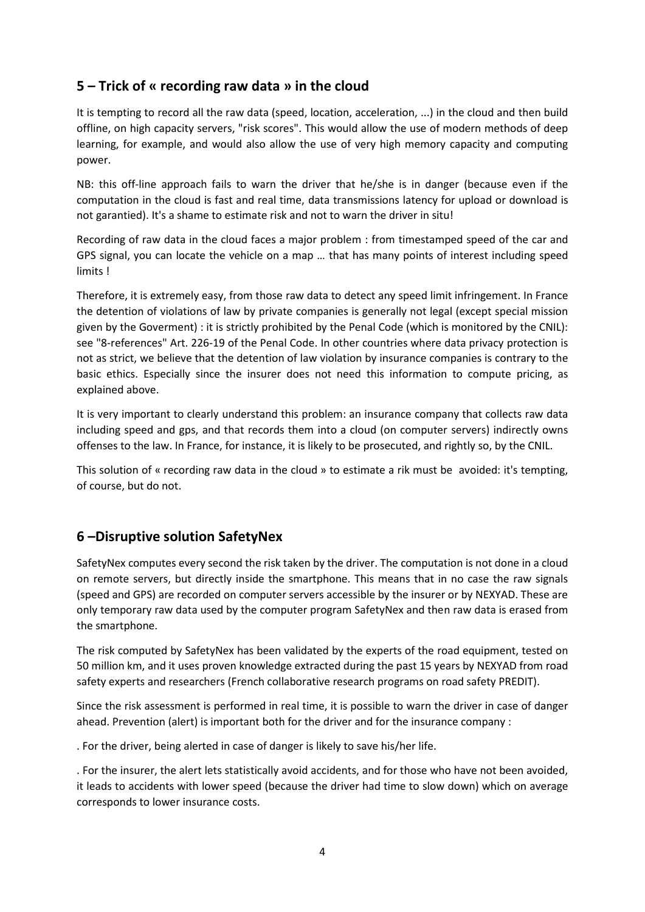## 5 – Trick of « recording raw data » in the cloud

It is tempting to record all the raw data (speed, location, acceleration, ...) in the cloud and then build offline, on high capacity servers, "risk scores". This would allow the use of modern methods of deep learning, for example, and would also allow the use of very high memory capacity and computing power.

NB: this off-line approach fails to warn the driver that he/she is in danger (because even if the computation in the cloud is fast and real time, data transmissions latency for upload or download is not garantied). It's a shame to estimate risk and not to warn the driver in situ!

Recording of raw data in the cloud faces a major problem : from timestamped speed of the car and GPS signal, you can locate the vehicle on a map … that has many points of interest including speed limits !

Therefore, it is extremely easy, from those raw data to detect any speed limit infringement. In France the detention of violations of law by private companies is generally not legal (except special mission given by the Goverment) : it is strictly prohibited by the Penal Code (which is monitored by the CNIL): see "8-references" Art. 226-19 of the Penal Code. In other countries where data privacy protection is not as strict, we believe that the detention of law violation by insurance companies is contrary to the basic ethics. Especially since the insurer does not need this information to compute pricing, as explained above.

It is very important to clearly understand this problem: an insurance company that collects raw data including speed and gps, and that records them into a cloud (on computer servers) indirectly owns offenses to the law. In France, for instance, it is likely to be prosecuted, and rightly so, by the CNIL.

This solution of « recording raw data in the cloud » to estimate a rik must be avoided: it's tempting, of course, but do not.

## 6 –Disruptive solution SafetyNex

SafetyNex computes every second the risk taken by the driver. The computation is not done in a cloud on remote servers, but directly inside the smartphone. This means that in no case the raw signals (speed and GPS) are recorded on computer servers accessible by the insurer or by NEXYAD. These are only temporary raw data used by the computer program SafetyNex and then raw data is erased from the smartphone.

The risk computed by SafetyNex has been validated by the experts of the road equipment, tested on 50 million km, and it uses proven knowledge extracted during the past 15 years by NEXYAD from road safety experts and researchers (French collaborative research programs on road safety PREDIT).

Since the risk assessment is performed in real time, it is possible to warn the driver in case of danger ahead. Prevention (alert) is important both for the driver and for the insurance company :

. For the driver, being alerted in case of danger is likely to save his/her life.

. For the insurer, the alert lets statistically avoid accidents, and for those who have not been avoided, it leads to accidents with lower speed (because the driver had time to slow down) which on average corresponds to lower insurance costs.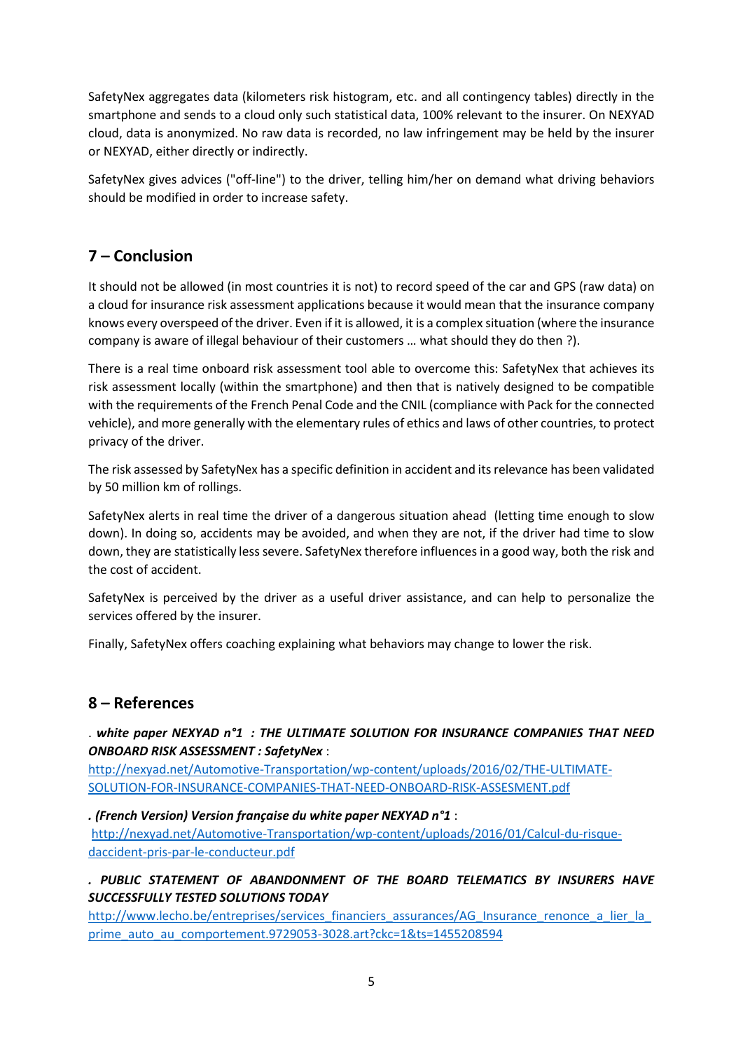SafetyNex aggregates data (kilometers risk histogram, etc. and all contingency tables) directly in the smartphone and sends to a cloud only such statistical data, 100% relevant to the insurer. On NEXYAD cloud, data is anonymized. No raw data is recorded, no law infringement may be held by the insurer or NEXYAD, either directly or indirectly.

SafetyNex gives advices ("off-line") to the driver, telling him/her on demand what driving behaviors should be modified in order to increase safety.

## 7 – Conclusion

It should not be allowed (in most countries it is not) to record speed of the car and GPS (raw data) on a cloud for insurance risk assessment applications because it would mean that the insurance company knows every overspeed of the driver. Even if it is allowed, it is a complex situation (where the insurance company is aware of illegal behaviour of their customers … what should they do then ?).

There is a real time onboard risk assessment tool able to overcome this: SafetyNex that achieves its risk assessment locally (within the smartphone) and then that is natively designed to be compatible with the requirements of the French Penal Code and the CNIL (compliance with Pack for the connected vehicle), and more generally with the elementary rules of ethics and laws of other countries, to protect privacy of the driver.

The risk assessed by SafetyNex has a specific definition in accident and its relevance has been validated by 50 million km of rollings.

SafetyNex alerts in real time the driver of a dangerous situation ahead (letting time enough to slow down). In doing so, accidents may be avoided, and when they are not, if the driver had time to slow down, they are statistically less severe. SafetyNex therefore influences in a good way, both the risk and the cost of accident.

SafetyNex is perceived by the driver as a useful driver assistance, and can help to personalize the services offered by the insurer.

Finally, SafetyNex offers coaching explaining what behaviors may change to lower the risk.

## 8 – References

. ***white paper NEXYAD n°1 : THE ULTIMATE SOLUTION FOR INSURANCE COMPANIES THAT NEED ONBOARD RISK ASSESSMENT : SafetyNex*** :
http://nexyad.net/Automotive-Transportation/wp-content/uploads/2016/02/THE-ULTIMATE-SOLUTION-FOR-INSURANCE-COMPANIES-THAT-NEED-ONBOARD-RISK-ASSESMENT.pdf

***. (French Version) Version française du white paper NEXYAD n°1*** :
http://nexyad.net/Automotive-Transportation/wp-content/uploads/2016/01/Calcul-du-risque-daccident-pris-par-le-conducteur.pdf

***. PUBLIC STATEMENT OF ABANDONMENT OF THE BOARD TELEMATICS BY INSURERS HAVE SUCCESSFULLY TESTED SOLUTIONS TODAY***
http://www.lecho.be/entreprises/services_financiers_assurances/AG_Insurance_renonce_a_lier_la_prime_auto_au_comportement.9729053-3028.art?ckc=1&ts=1455208594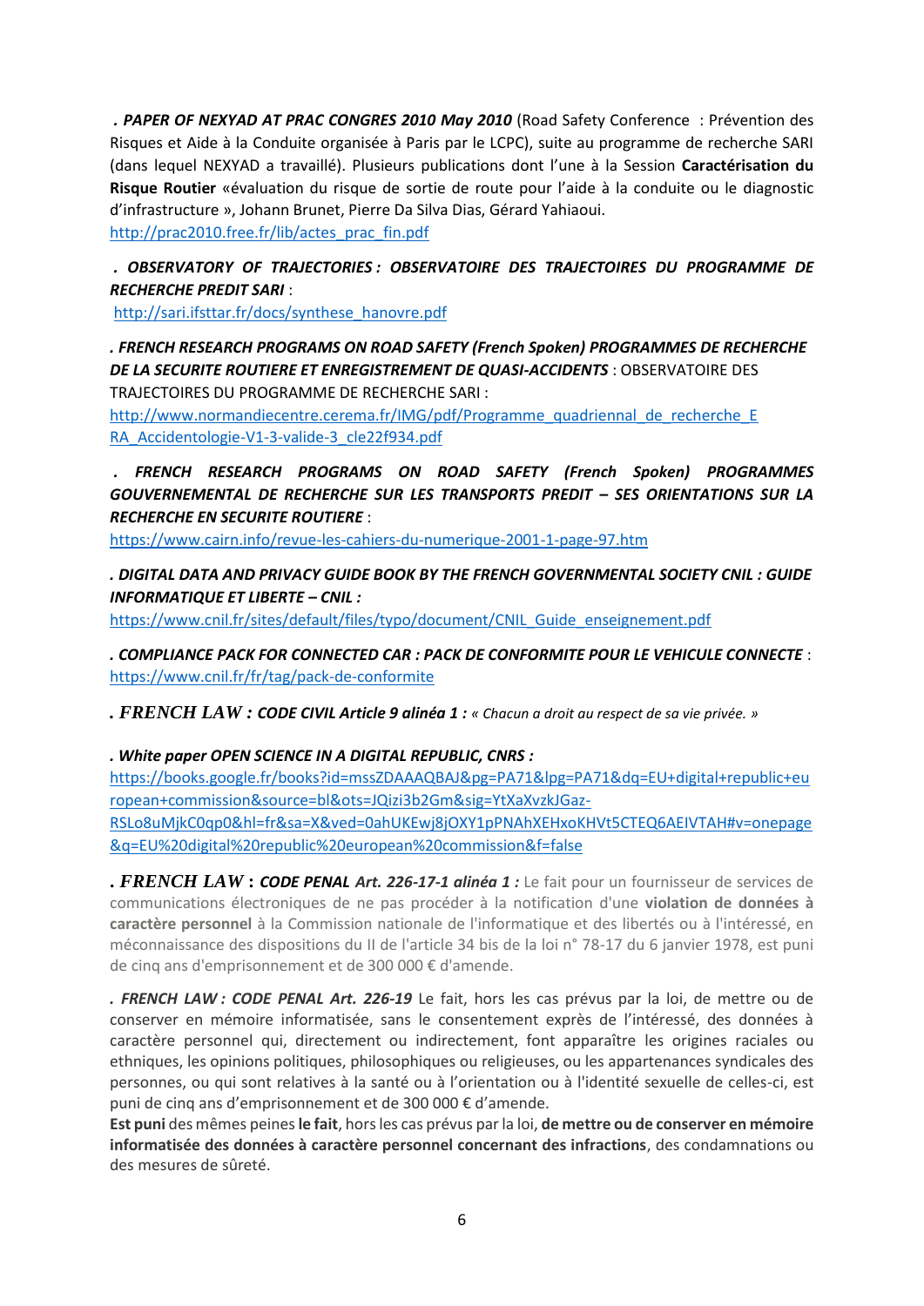***. PAPER OF NEXYAD AT PRAC CONGRES 2010 May 2010*** (Road Safety Conference : Prévention des Risques et Aide à la Conduite organisée à Paris par le LCPC), suite au programme de recherche SARI (dans lequel NEXYAD a travaillé). Plusieurs publications dont l'une à la Session **Caractérisation du Risque Routier** «évaluation du risque de sortie de route pour l'aide à la conduite ou le diagnostic d'infrastructure », Johann Brunet, Pierre Da Silva Dias, Gérard Yahiaoui.
http://prac2010.free.fr/lib/actes_prac_fin.pdf

***. OBSERVATORY OF TRAJECTORIES : OBSERVATOIRE DES TRAJECTOIRES DU PROGRAMME DE RECHERCHE PREDIT SARI*** :
http://sari.ifsttar.fr/docs/synthese_hanovre.pdf

***. FRENCH RESEARCH PROGRAMS ON ROAD SAFETY (French Spoken) PROGRAMMES DE RECHERCHE DE LA SECURITE ROUTIERE ET ENREGISTREMENT DE QUASI-ACCIDENTS*** : OBSERVATOIRE DES TRAJECTOIRES DU PROGRAMME DE RECHERCHE SARI :
http://www.normandiecentre.cerema.fr/IMG/pdf/Programme_quadriennal_de_recherche_ERA_Accidentologie-V1-3-valide-3_cle22f934.pdf

***. FRENCH RESEARCH PROGRAMS ON ROAD SAFETY (French Spoken) PROGRAMMES GOUVERNEMENTAL DE RECHERCHE SUR LES TRANSPORTS PREDIT – SES ORIENTATIONS SUR LA RECHERCHE EN SECURITE ROUTIERE*** :
https://www.cairn.info/revue-les-cahiers-du-numerique-2001-1-page-97.htm

***. DIGITAL DATA AND PRIVACY GUIDE BOOK BY THE FRENCH GOVERNMENTAL SOCIETY CNIL : GUIDE INFORMATIQUE ET LIBERTE – CNIL :***
https://www.cnil.fr/sites/default/files/typo/document/CNIL_Guide_enseignement.pdf

***. COMPLIANCE PACK FOR CONNECTED CAR : PACK DE CONFORMITE POUR LE VEHICULE CONNECTE*** :
https://www.cnil.fr/fr/tag/pack-de-conformite

***. FRENCH LAW : CODE CIVIL Article 9 alinéa 1 :*** *« Chacun a droit au respect de sa vie privée. »*

***. White paper OPEN SCIENCE IN A DIGITAL REPUBLIC, CNRS :***
https://books.google.fr/books?id=mssZDAAAQBAJ&pg=PA71&lpg=PA71&dq=EU+digital+republic+european+commission&source=bl&ots=JQizi3b2Gm&sig=YtXaXvzkJGaz-RSLo8uMjkC0qp0&hl=fr&sa=X&ved=0ahUKEwj8jOXY1pPNAhXEHxoKHVt5CTEQ6AEIVTAH#v=onepage&q=EU%20digital%20republic%20european%20commission&f=false

***. FRENCH LAW : CODE PENAL Art. 226-17-1 alinéa 1 :*** Le fait pour un fournisseur de services de communications électroniques de ne pas procéder à la notification d'une **violation de données à caractère personnel** à la Commission nationale de l'informatique et des libertés ou à l'intéressé, en méconnaissance des dispositions du II de l'article 34 bis de la loi n° 78-17 du 6 janvier 1978, est puni de cinq ans d'emprisonnement et de 300 000 € d'amende.

***. FRENCH LAW : CODE PENAL Art. 226-19*** Le fait, hors les cas prévus par la loi, de mettre ou de conserver en mémoire informatisée, sans le consentement exprès de l'intéressé, des données à caractère personnel qui, directement ou indirectement, font apparaître les origines raciales ou ethniques, les opinions politiques, philosophiques ou religieuses, ou les appartenances syndicales des personnes, ou qui sont relatives à la santé ou à l'orientation ou à l'identité sexuelle de celles-ci, est puni de cinq ans d'emprisonnement et de 300 000 € d'amende.
**Est puni** des mêmes peines **le fait**, hors les cas prévus par la loi, **de mettre ou de conserver en mémoire informatisée des données à caractère personnel concernant des infractions**, des condamnations ou des mesures de sûreté.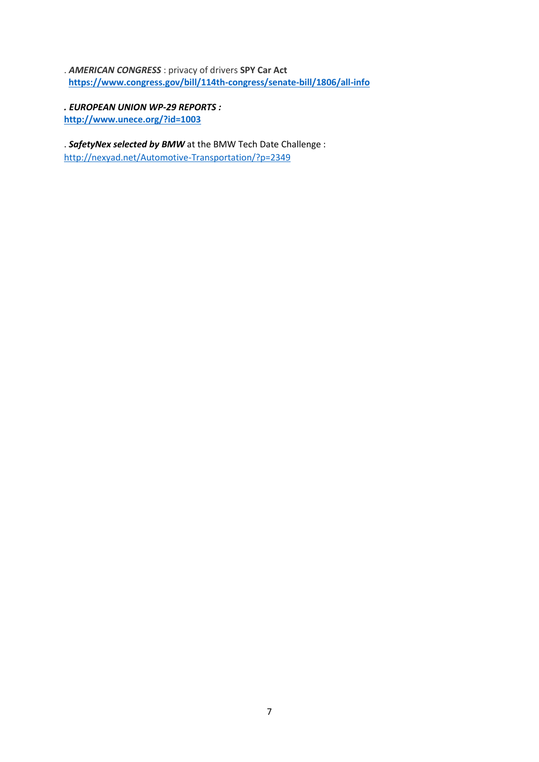. ***AMERICAN CONGRESS*** : privacy of drivers **SPY Car Act**
**https://www.congress.gov/bill/114th-congress/senate-bill/1806/all-info**

***. EUROPEAN UNION WP-29 REPORTS :***
**http://www.unece.org/?id=1003**

. ***SafetyNex selected by BMW*** at the BMW Tech Date Challenge :
http://nexyad.net/Automotive-Transportation/?p=2349